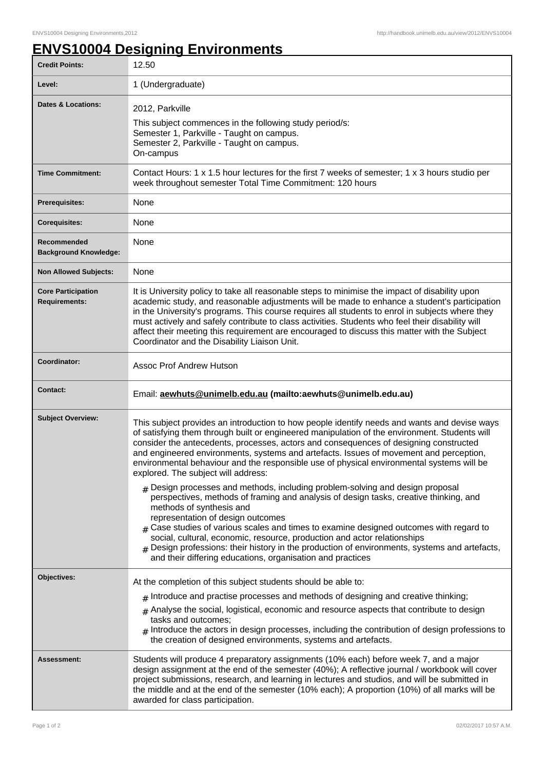# ENVS10004 Designing Environments

| | |
|---|---|
| **Credit Points:** | 12.50 |
| **Level:** | 1 (Undergraduate) |
| **Dates & Locations:** | 2012, Parkville<br>This subject commences in the following study period/s:<br>Semester 1, Parkville - Taught on campus.<br>Semester 2, Parkville - Taught on campus.<br>On-campus |
| **Time Commitment:** | Contact Hours: 1 x 1.5 hour lectures for the first 7 weeks of semester; 1 x 3 hours studio per week throughout semester Total Time Commitment: 120 hours |
| **Prerequisites:** | None |
| **Corequisites:** | None |
| **Recommended Background Knowledge:** | None |
| **Non Allowed Subjects:** | None |
| **Core Participation Requirements:** | It is University policy to take all reasonable steps to minimise the impact of disability upon academic study, and reasonable adjustments will be made to enhance a student's participation in the University's programs. This course requires all students to enrol in subjects where they must actively and safely contribute to class activities. Students who feel their disability will affect their meeting this requirement are encouraged to discuss this matter with the Subject Coordinator and the Disability Liaison Unit. |
| **Coordinator:** | Assoc Prof Andrew Hutson |
| **Contact:** | Email: **aewhuts@unimelb.edu.au (mailto:aewhuts@unimelb.edu.au)** |
| **Subject Overview:** | This subject provides an introduction to how people identify needs and wants and devise ways of satisfying them through built or engineered manipulation of the environment. Students will consider the antecedents, processes, actors and consequences of designing constructed and engineered environments, systems and artefacts. Issues of movement and perception, environmental behaviour and the responsible use of physical environmental systems will be explored. The subject will address:<br># Design processes and methods, including problem-solving and design proposal perspectives, methods of framing and analysis of design tasks, creative thinking, and methods of synthesis and representation of design outcomes<br># Case studies of various scales and times to examine designed outcomes with regard to social, cultural, economic, resource, production and actor relationships<br># Design professions: their history in the production of environments, systems and artefacts, and their differing educations, organisation and practices |
| **Objectives:** | At the completion of this subject students should be able to:<br># Introduce and practise processes and methods of designing and creative thinking;<br># Analyse the social, logistical, economic and resource aspects that contribute to design tasks and outcomes;<br># Introduce the actors in design processes, including the contribution of design professions to the creation of designed environments, systems and artefacts. |
| **Assessment:** | Students will produce 4 preparatory assignments (10% each) before week 7, and a major design assignment at the end of the semester (40%); A reflective journal / workbook will cover project submissions, research, and learning in lectures and studios, and will be submitted in the middle and at the end of the semester (10% each); A proportion (10%) of all marks will be awarded for class participation. |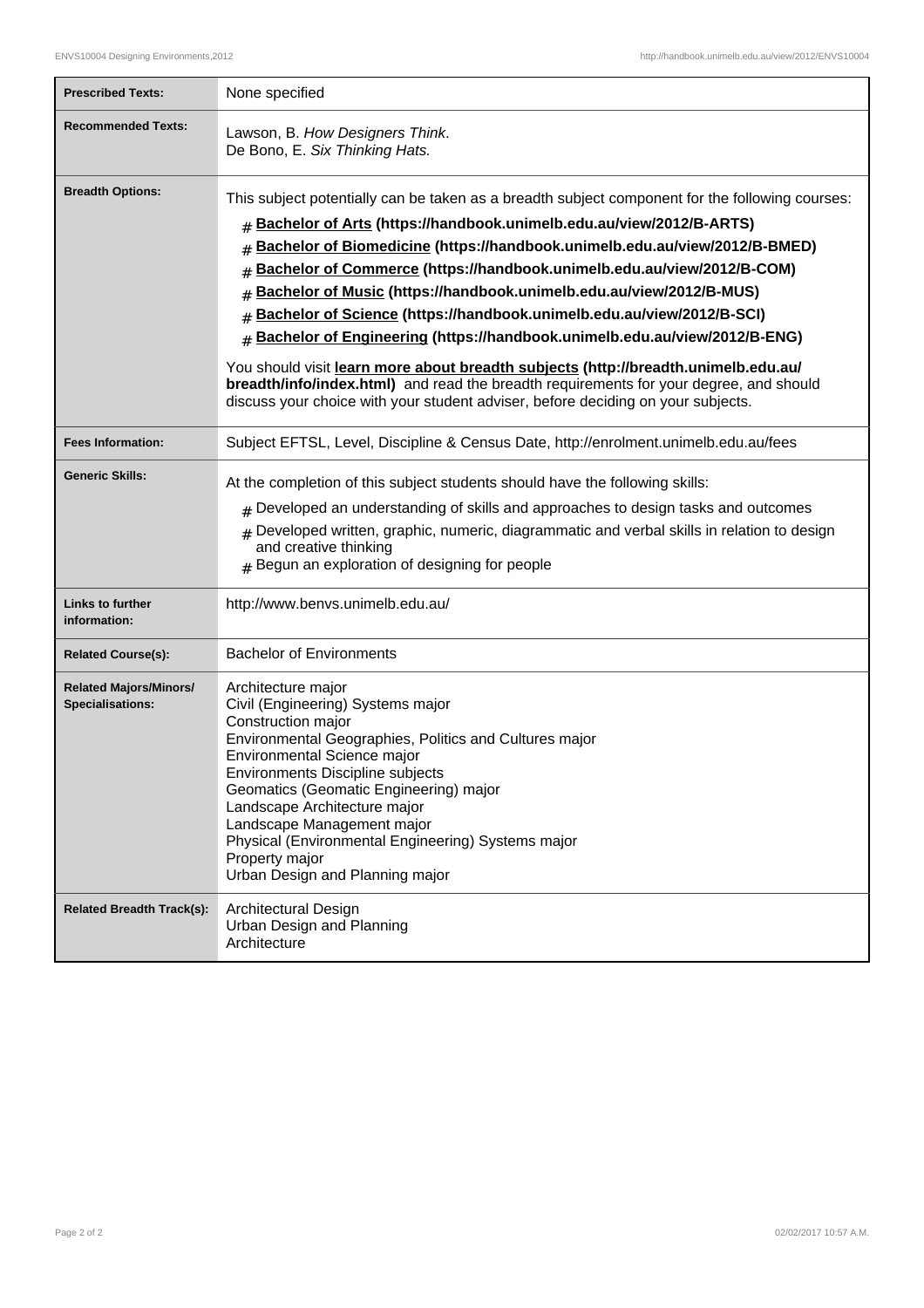| | |
|---|---|
| **Prescribed Texts:** | None specified |
| **Recommended Texts:** | Lawson, B. *How Designers Think*.<br>De Bono, E. *Six Thinking Hats.* |
| **Breadth Options:** | This subject potentially can be taken as a breadth subject component for the following courses:<br># **Bachelor of Arts (https://handbook.unimelb.edu.au/view/2012/B-ARTS)**<br># **Bachelor of Biomedicine (https://handbook.unimelb.edu.au/view/2012/B-BMED)**<br># **Bachelor of Commerce (https://handbook.unimelb.edu.au/view/2012/B-COM)**<br># **Bachelor of Music (https://handbook.unimelb.edu.au/view/2012/B-MUS)**<br># **Bachelor of Science (https://handbook.unimelb.edu.au/view/2012/B-SCI)**<br># **Bachelor of Engineering (https://handbook.unimelb.edu.au/view/2012/B-ENG)**<br>You should visit **learn more about breadth subjects (http://breadth.unimelb.edu.au/breadth/info/index.html)** and read the breadth requirements for your degree, and should discuss your choice with your student adviser, before deciding on your subjects. |
| **Fees Information:** | Subject EFTSL, Level, Discipline & Census Date, http://enrolment.unimelb.edu.au/fees |
| **Generic Skills:** | At the completion of this subject students should have the following skills:<br># Developed an understanding of skills and approaches to design tasks and outcomes<br># Developed written, graphic, numeric, diagrammatic and verbal skills in relation to design and creative thinking<br># Begun an exploration of designing for people |
| **Links to further information:** | http://www.benvs.unimelb.edu.au/ |
| **Related Course(s):** | Bachelor of Environments |
| **Related Majors/Minors/ Specialisations:** | Architecture major<br>Civil (Engineering) Systems major<br>Construction major<br>Environmental Geographies, Politics and Cultures major<br>Environmental Science major<br>Environments Discipline subjects<br>Geomatics (Geomatic Engineering) major<br>Landscape Architecture major<br>Landscape Management major<br>Physical (Environmental Engineering) Systems major<br>Property major<br>Urban Design and Planning major |
| **Related Breadth Track(s):** | Architectural Design<br>Urban Design and Planning<br>Architecture |